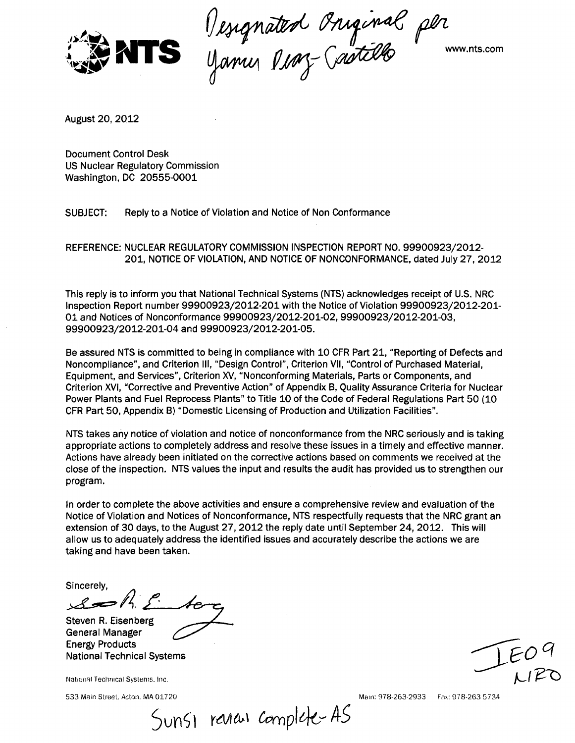NTS

Designated Original per Yamir Diaz-Castillo

www.nts.com

August 20, 2012

Document Control Desk
US Nuclear Regulatory Commission
Washington, DC 20555-0001

SUBJECT: Reply to a Notice of Violation and Notice of Non Conformance

REFERENCE: NUCLEAR REGULATORY COMMISSION INSPECTION REPORT NO. 99900923/2012-201, NOTICE OF VIOLATION, AND NOTICE OF NONCONFORMANCE, dated July 27, 2012

This reply is to inform you that National Technical Systems (NTS) acknowledges receipt of U.S. NRC Inspection Report number 99900923/2012-201 with the Notice of Violation 99900923/2012-201-01 and Notices of Nonconformance 99900923/2012-201-02, 99900923/2012-201-03, 99900923/2012-201-04 and 99900923/2012-201-05.

Be assured NTS is committed to being in compliance with 10 CFR Part 21, "Reporting of Defects and Noncompliance", and Criterion III, "Design Control", Criterion VII, "Control of Purchased Material, Equipment, and Services", Criterion XV, "Nonconforming Materials, Parts or Components, and Criterion XVI, "Corrective and Preventive Action" of Appendix B, Quality Assurance Criteria for Nuclear Power Plants and Fuel Reprocess Plants" to Title 10 of the Code of Federal Regulations Part 50 (10 CFR Part 50, Appendix B) "Domestic Licensing of Production and Utilization Facilities".

NTS takes any notice of violation and notice of nonconformance from the NRC seriously and is taking appropriate actions to completely address and resolve these issues in a timely and effective manner. Actions have already been initiated on the corrective actions based on comments we received at the close of the inspection. NTS values the input and results the audit has provided us to strengthen our program.

In order to complete the above activities and ensure a comprehensive review and evaluation of the Notice of Violation and Notices of Nonconformance, NTS respectfully requests that the NRC grant an extension of 30 days, to the August 27, 2012 the reply date until September 24, 2012. This will allow us to adequately address the identified issues and accurately describe the actions we are taking and have been taken.

Sincerely,

Steven R. Eisenberg
General Manager
Energy Products
National Technical Systems

IE09
NRO

National Technical Systems, Inc.

533 Main Street, Acton, MA 01720 Main: 978-263-2933 Fax: 978-263 5734

Sunsi review complete - AS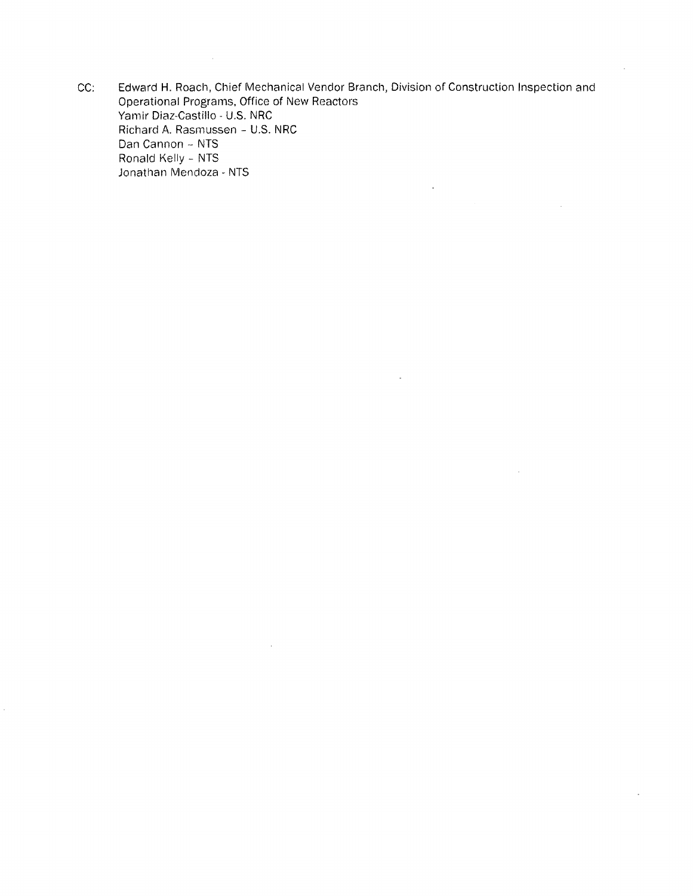CC: Edward H. Roach, Chief Mechanical Vendor Branch, Division of Construction Inspection and Operational Programs, Office of New Reactors
Yamir Diaz-Castillo - U.S. NRC
Richard A. Rasmussen – U.S. NRC
Dan Cannon – NTS
Ronald Kelly – NTS
Jonathan Mendoza - NTS